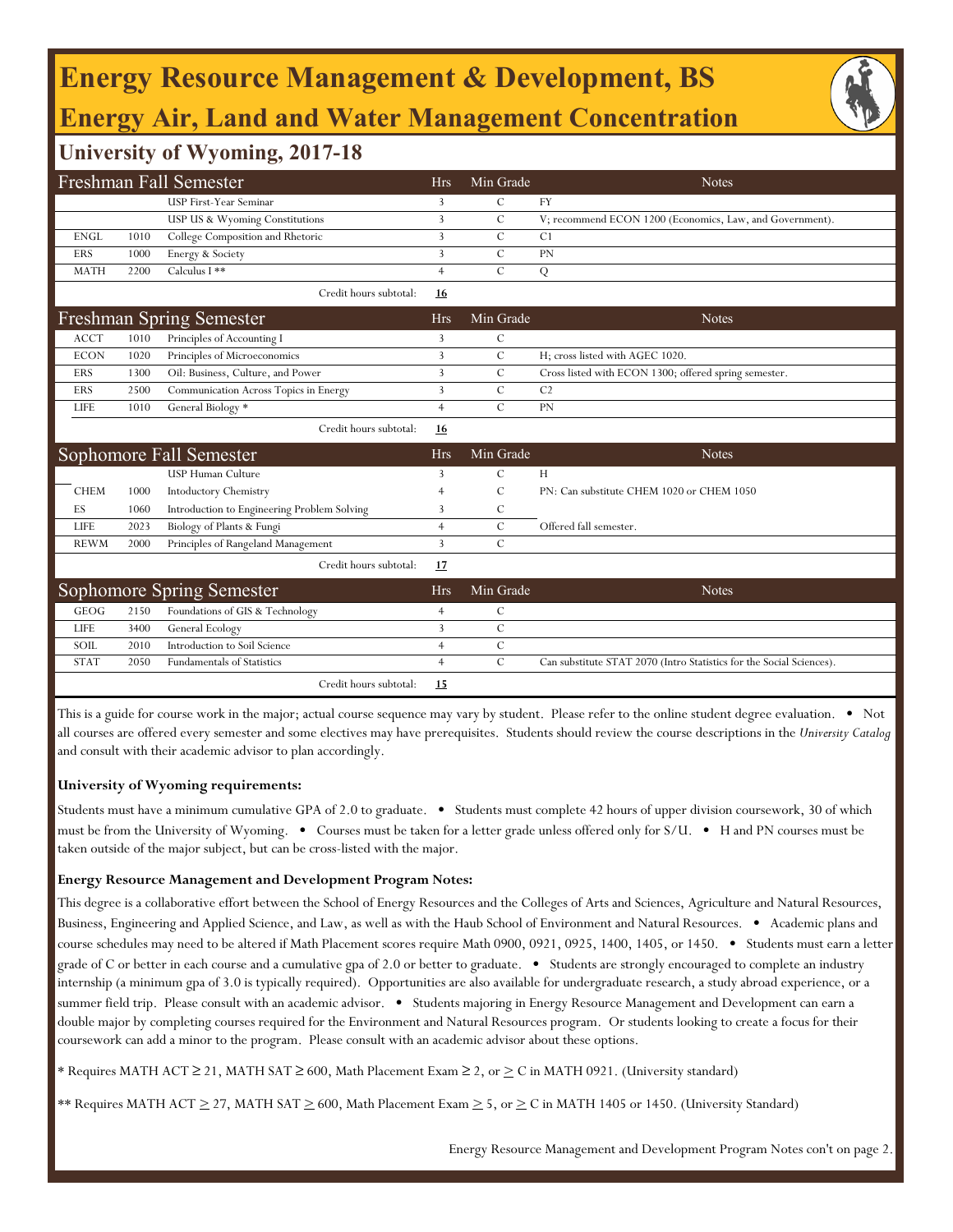# Energy Resource Management & Development, BS

## Energy Air, Land and Water Management Concentration

### University of Wyoming, 2017-18

| Freshman Fall Semester | | | Hrs | Min Grade | Notes |
|---|---|---|---|---|---|
| | | USP First-Year Seminar | 3 | C | FY |
| | | USP US & Wyoming Constitutions | 3 | C | V; recommend ECON 1200 (Economics, Law, and Government). |
| ENGL | 1010 | College Composition and Rhetoric | 3 | C | C1 |
| ERS | 1000 | Energy & Society | 3 | C | PN |
| MATH | 2200 | Calculus I ** | 4 | C | Q |
| | | Credit hours subtotal: | **16** | | |

| Freshman Spring Semester | | | Hrs | Min Grade | Notes |
|---|---|---|---|---|---|
| ACCT | 1010 | Principles of Accounting I | 3 | C | |
| ECON | 1020 | Principles of Microeconomics | 3 | C | H; cross listed with AGEC 1020. |
| ERS | 1300 | Oil: Business, Culture, and Power | 3 | C | Cross listed with ECON 1300; offered spring semester. |
| ERS | 2500 | Communication Across Topics in Energy | 3 | C | C2 |
| LIFE | 1010 | General Biology * | 4 | C | PN |
| | | Credit hours subtotal: | **16** | | |

| Sophomore Fall Semester | | | Hrs | Min Grade | Notes |
|---|---|---|---|---|---|
| | | USP Human Culture | 3 | C | H |
| CHEM | 1000 | Intoductory Chemistry | 4 | C | PN: Can substitute CHEM 1020 or CHEM 1050 |
| ES | 1060 | Introduction to Engineering Problem Solving | 3 | C | |
| LIFE | 2023 | Biology of Plants & Fungi | 4 | C | Offered fall semester. |
| REWM | 2000 | Principles of Rangeland Management | 3 | C | |
| | | Credit hours subtotal: | **17** | | |

| Sophomore Spring Semester | | | Hrs | Min Grade | Notes |
|---|---|---|---|---|---|
| GEOG | 2150 | Foundations of GIS & Technology | 4 | C | |
| LIFE | 3400 | General Ecology | 3 | C | |
| SOIL | 2010 | Introduction to Soil Science | 4 | C | |
| STAT | 2050 | Fundamentals of Statistics | 4 | C | Can substitute STAT 2070 (Intro Statistics for the Social Sciences). |
| | | Credit hours subtotal: | **15** | | |

This is a guide for course work in the major; actual course sequence may vary by student. Please refer to the online student degree evaluation. • Not all courses are offered every semester and some electives may have prerequisites. Students should review the course descriptions in the *University Catalog* and consult with their academic advisor to plan accordingly.

**University of Wyoming requirements:**

Students must have a minimum cumulative GPA of 2.0 to graduate. • Students must complete 42 hours of upper division coursework, 30 of which must be from the University of Wyoming. • Courses must be taken for a letter grade unless offered only for S/U. • H and PN courses must be taken outside of the major subject, but can be cross-listed with the major.

**Energy Resource Management and Development Program Notes:**

This degree is a collaborative effort between the School of Energy Resources and the Colleges of Arts and Sciences, Agriculture and Natural Resources, Business, Engineering and Applied Science, and Law, as well as with the Haub School of Environment and Natural Resources. • Academic plans and course schedules may need to be altered if Math Placement scores require Math 0900, 0921, 0925, 1400, 1405, or 1450. • Students must earn a letter grade of C or better in each course and a cumulative gpa of 2.0 or better to graduate. • Students are strongly encouraged to complete an industry internship (a minimum gpa of 3.0 is typically required). Opportunities are also available for undergraduate research, a study abroad experience, or a summer field trip. Please consult with an academic advisor. • Students majoring in Energy Resource Management and Development can earn a double major by completing courses required for the Environment and Natural Resources program. Or students looking to create a focus for their coursework can add a minor to the program. Please consult with an academic advisor about these options.

* Requires MATH ACT ≥ 21, MATH SAT ≥ 600, Math Placement Exam ≥ 2, or ≥ C in MATH 0921. (University standard)

** Requires MATH ACT ≥ 27, MATH SAT ≥ 600, Math Placement Exam ≥ 5, or ≥ C in MATH 1405 or 1450. (University Standard)

Energy Resource Management and Development Program Notes con't on page 2.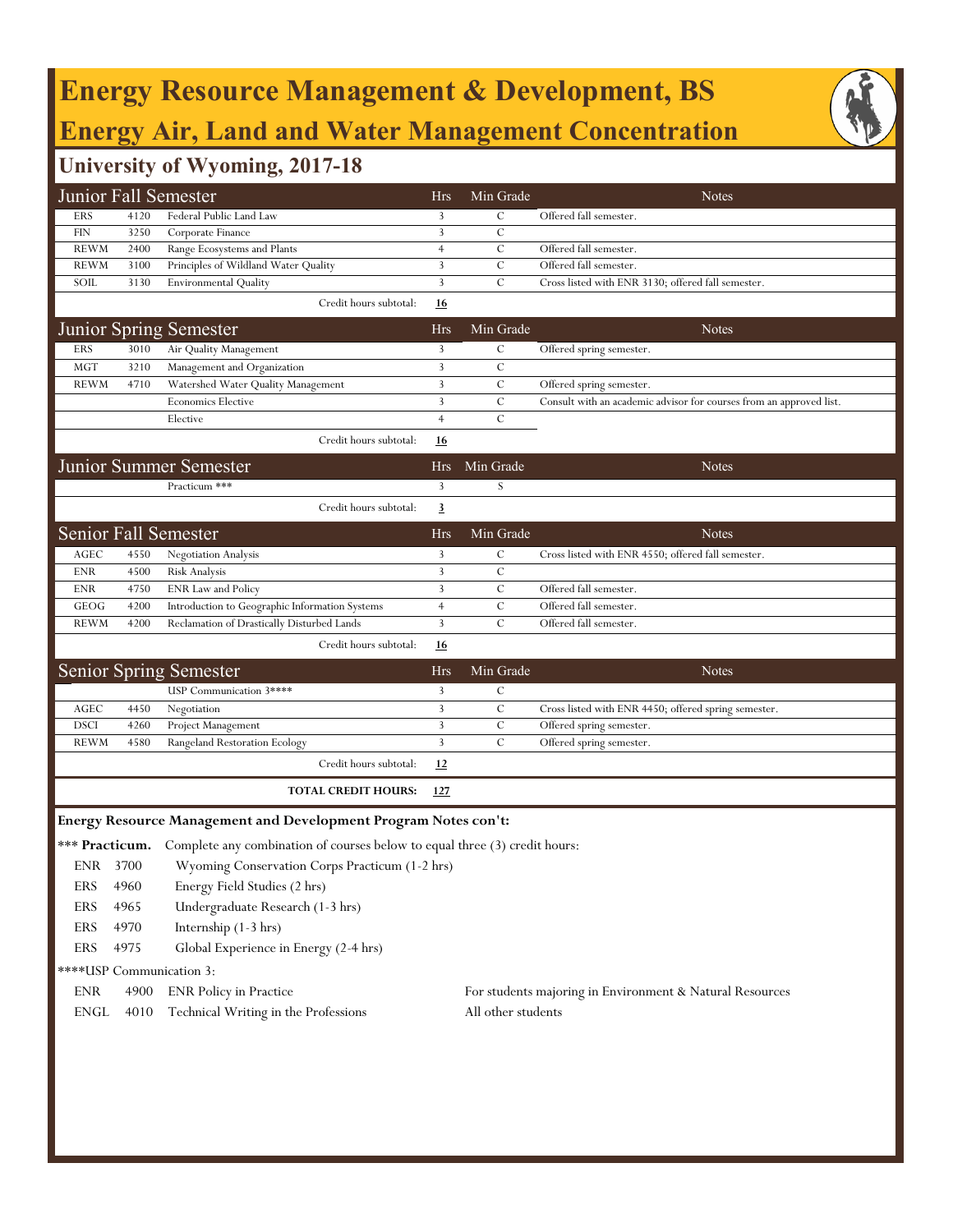# Energy Resource Management & Development, BS

## Energy Air, Land and Water Management Concentration

### University of Wyoming, 2017-18

| Junior Fall Semester | | | Hrs | Min Grade | Notes |
|---|---|---|---|---|---|
| ERS | 4120 | Federal Public Land Law | 3 | C | Offered fall semester. |
| FIN | 3250 | Corporate Finance | 3 | C | |
| REWM | 2400 | Range Ecosystems and Plants | 4 | C | Offered fall semester. |
| REWM | 3100 | Principles of Wildland Water Quality | 3 | C | Offered fall semester. |
| SOIL | 3130 | Environmental Quality | 3 | C | Cross listed with ENR 3130; offered fall semester. |
| | | Credit hours subtotal: | 16 | | |

| Junior Spring Semester | | | Hrs | Min Grade | Notes |
|---|---|---|---|---|---|
| ERS | 3010 | Air Quality Management | 3 | C | Offered spring semester. |
| MGT | 3210 | Management and Organization | 3 | C | |
| REWM | 4710 | Watershed Water Quality Management | 3 | C | Offered spring semester. |
| | | Economics Elective | 3 | C | Consult with an academic advisor for courses from an approved list. |
| | | Elective | 4 | C | |
| | | Credit hours subtotal: | 16 | | |

| Junior Summer Semester | | | Hrs | Min Grade | Notes |
|---|---|---|---|---|---|
| | | Practicum *** | 3 | S | |
| | | Credit hours subtotal: | 3 | | |

| Senior Fall Semester | | | Hrs | Min Grade | Notes |
|---|---|---|---|---|---|
| AGEC | 4550 | Negotiation Analysis | 3 | C | Cross listed with ENR 4550; offered fall semester. |
| ENR | 4500 | Risk Analysis | 3 | C | |
| ENR | 4750 | ENR Law and Policy | 3 | C | Offered fall semester. |
| GEOG | 4200 | Introduction to Geographic Information Systems | 4 | C | Offered fall semester. |
| REWM | 4200 | Reclamation of Drastically Disturbed Lands | 3 | C | Offered fall semester. |
| | | Credit hours subtotal: | 16 | | |

| Senior Spring Semester | | | Hrs | Min Grade | Notes |
|---|---|---|---|---|---|
| | | USP Communication 3**** | 3 | C | |
| AGEC | 4450 | Negotiation | 3 | C | Cross listed with ENR 4450; offered spring semester. |
| DSCI | 4260 | Project Management | 3 | C | Offered spring semester. |
| REWM | 4580 | Rangeland Restoration Ecology | 3 | C | Offered spring semester. |
| | | Credit hours subtotal: | 12 | | |
| | | **TOTAL CREDIT HOURS:** | 127 | | |

**Energy Resource Management and Development Program Notes con't:**

*** **Practicum.** Complete any combination of courses below to equal three (3) credit hours:

- ENR 3700 Wyoming Conservation Corps Practicum (1-2 hrs)
- ERS 4960 Energy Field Studies (2 hrs)
- ERS 4965 Undergraduate Research (1-3 hrs)
- ERS 4970 Internship (1-3 hrs)
- ERS 4975 Global Experience in Energy (2-4 hrs)

****USP Communication 3:

- ENR 4900 ENR Policy in Practice — For students majoring in Environment & Natural Resources
- ENGL 4010 Technical Writing in the Professions — All other students